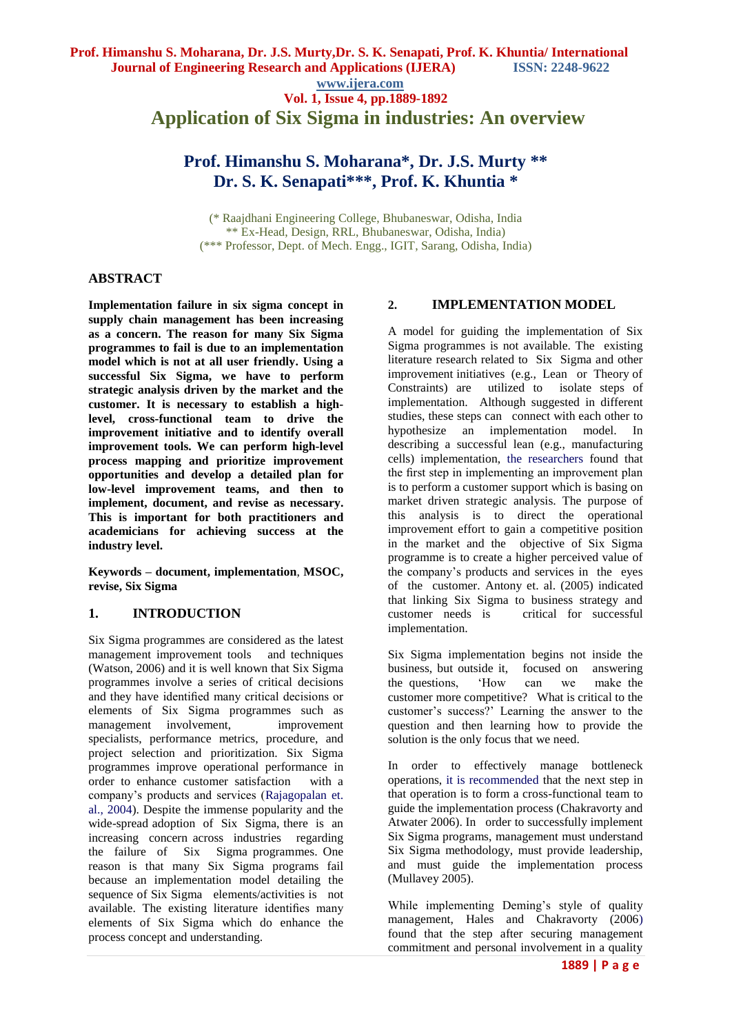# Application of Six Sigma in industries: An overview

## Prof. Himanshu S. Moharana*, Dr. J.S. Murty **
## Dr. S. K. Senapati***, Prof. K. Khuntia *

(* Raajdhani Engineering College, Bhubaneswar, Odisha, India
** Ex-Head, Design, RRL, Bhubaneswar, Odisha, India)
(*** Professor, Dept. of Mech. Engg., IGIT, Sarang, Odisha, India)

## ABSTRACT

**Implementation failure in six sigma concept in supply chain management has been increasing as a concern. The reason for many Six Sigma programmes to fail is due to an implementation model which is not at all user friendly. Using a successful Six Sigma, we have to perform strategic analysis driven by the market and the customer. It is necessary to establish a high-level, cross-functional team to drive the improvement initiative and to identify overall improvement tools. We can perform high-level process mapping and prioritize improvement opportunities and develop a detailed plan for low-level improvement teams, and then to implement, document, and revise as necessary. This is important for both practitioners and academicians for achieving success at the industry level.**

**Keywords – document, implementation, MSOC, revise, Six Sigma**

## 1. INTRODUCTION

Six Sigma programmes are considered as the latest management improvement tools and techniques (Watson, 2006) and it is well known that Six Sigma programmes involve a series of critical decisions and they have identified many critical decisions or elements of Six Sigma programmes such as management involvement, improvement specialists, performance metrics, procedure, and project selection and prioritization. Six Sigma programmes improve operational performance in order to enhance customer satisfaction with a company's products and services (Rajagopalan et. al., 2004). Despite the immense popularity and the wide-spread adoption of Six Sigma, there is an increasing concern across industries regarding the failure of Six Sigma programmes. One reason is that many Six Sigma programs fail because an implementation model detailing the sequence of Six Sigma elements/activities is not available. The existing literature identifies many elements of Six Sigma which do enhance the process concept and understanding.

## 2. IMPLEMENTATION MODEL

A model for guiding the implementation of Six Sigma programmes is not available. The existing literature research related to Six Sigma and other improvement initiatives (e.g., Lean or Theory of Constraints) are utilized to isolate steps of implementation. Although suggested in different studies, these steps can connect with each other to hypothesize an implementation model. In describing a successful lean (e.g., manufacturing cells) implementation, the researchers found that the first step in implementing an improvement plan is to perform a customer support which is basing on market driven strategic analysis. The purpose of this analysis is to direct the operational improvement effort to gain a competitive position in the market and the objective of Six Sigma programme is to create a higher perceived value of the company's products and services in the eyes of the customer. Antony et. al. (2005) indicated that linking Six Sigma to business strategy and customer needs is critical for successful implementation.

Six Sigma implementation begins not inside the business, but outside it, focused on answering the questions, 'How can we make the customer more competitive? What is critical to the customer's success?' Learning the answer to the question and then learning how to provide the solution is the only focus that we need.

In order to effectively manage bottleneck operations, it is recommended that the next step in that operation is to form a cross-functional team to guide the implementation process (Chakravorty and Atwater 2006). In order to successfully implement Six Sigma programs, management must understand Six Sigma methodology, must provide leadership, and must guide the implementation process (Mullavey 2005).

While implementing Deming's style of quality management, Hales and Chakravorty (2006) found that the step after securing management commitment and personal involvement in a quality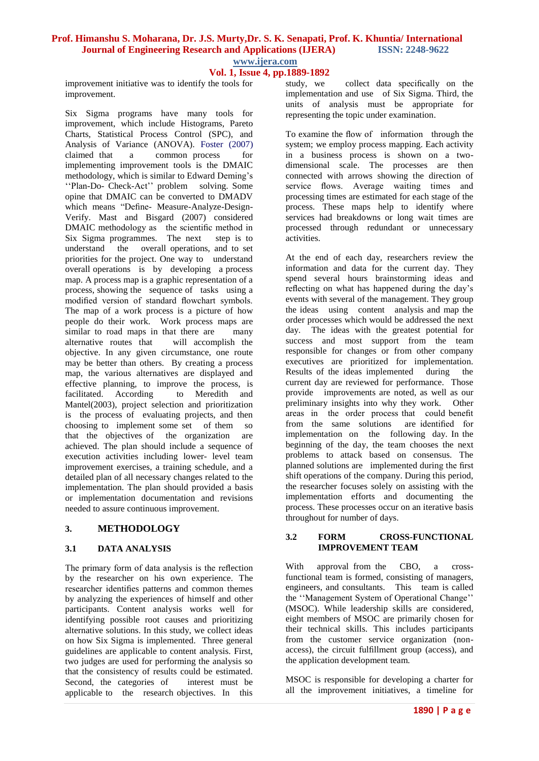improvement initiative was to identify the tools for improvement.

Six Sigma programs have many tools for improvement, which include Histograms, Pareto Charts, Statistical Process Control (SPC), and Analysis of Variance (ANOVA). Foster (2007) claimed that a common process for implementing improvement tools is the DMAIC methodology, which is similar to Edward Deming's ''Plan-Do- Check-Act'' problem solving. Some opine that DMAIC can be converted to DMADV which means "Define- Measure-Analyze-Design-Verify. Mast and Bisgard (2007) considered DMAIC methodology as the scientific method in Six Sigma programmes. The next step is to understand the overall operations, and to set priorities for the project. One way to understand overall operations is by developing a process map. A process map is a graphic representation of a process, showing the sequence of tasks using a modified version of standard flowchart symbols. The map of a work process is a picture of how people do their work. Work process maps are similar to road maps in that there are many alternative routes that will accomplish the objective. In any given circumstance, one route may be better than others. By creating a process map, the various alternatives are displayed and effective planning, to improve the process, is facilitated. According to Meredith and Mantel(2003), project selection and prioritization is the process of evaluating projects, and then choosing to implement some set of them so that the objectives of the organization are achieved. The plan should include a sequence of execution activities including lower- level team improvement exercises, a training schedule, and a detailed plan of all necessary changes related to the implementation. The plan should provided a basis or implementation documentation and revisions needed to assure continuous improvement.

## 3. METHODOLOGY

### 3.1 DATA ANALYSIS

The primary form of data analysis is the reflection by the researcher on his own experience. The researcher identifies patterns and common themes by analyzing the experiences of himself and other participants. Content analysis works well for identifying possible root causes and prioritizing alternative solutions. In this study, we collect ideas on how Six Sigma is implemented. Three general guidelines are applicable to content analysis. First, two judges are used for performing the analysis so that the consistency of results could be estimated. Second, the categories of interest must be applicable to the research objectives. In this study, we collect data specifically on the implementation and use of Six Sigma. Third, the units of analysis must be appropriate for representing the topic under examination.

To examine the flow of information through the system; we employ process mapping. Each activity in a business process is shown on a two-dimensional scale. The processes are then connected with arrows showing the direction of service flows. Average waiting times and processing times are estimated for each stage of the process. These maps help to identify where services had breakdowns or long wait times are processed through redundant or unnecessary activities.

At the end of each day, researchers review the information and data for the current day. They spend several hours brainstorming ideas and reflecting on what has happened during the day's events with several of the management. They group the ideas using content analysis and map the order processes which would be addressed the next day. The ideas with the greatest potential for success and most support from the team responsible for changes or from other company executives are prioritized for implementation. Results of the ideas implemented during the current day are reviewed for performance. Those provide improvements are noted, as well as our preliminary insights into why they work. Other areas in the order process that could benefit from the same solutions are identified for implementation on the following day. In the beginning of the day, the team chooses the next problems to attack based on consensus. The planned solutions are implemented during the first shift operations of the company. During this period, the researcher focuses solely on assisting with the implementation efforts and documenting the process. These processes occur on an iterative basis throughout for number of days.

### 3.2 FORM CROSS-FUNCTIONAL IMPROVEMENT TEAM

With approval from the CBO, a cross-functional team is formed, consisting of managers, engineers, and consultants. This team is called the ''Management System of Operational Change'' (MSOC). While leadership skills are considered, eight members of MSOC are primarily chosen for their technical skills. This includes participants from the customer service organization (non-access), the circuit fulfillment group (access), and the application development team.

MSOC is responsible for developing a charter for all the improvement initiatives, a timeline for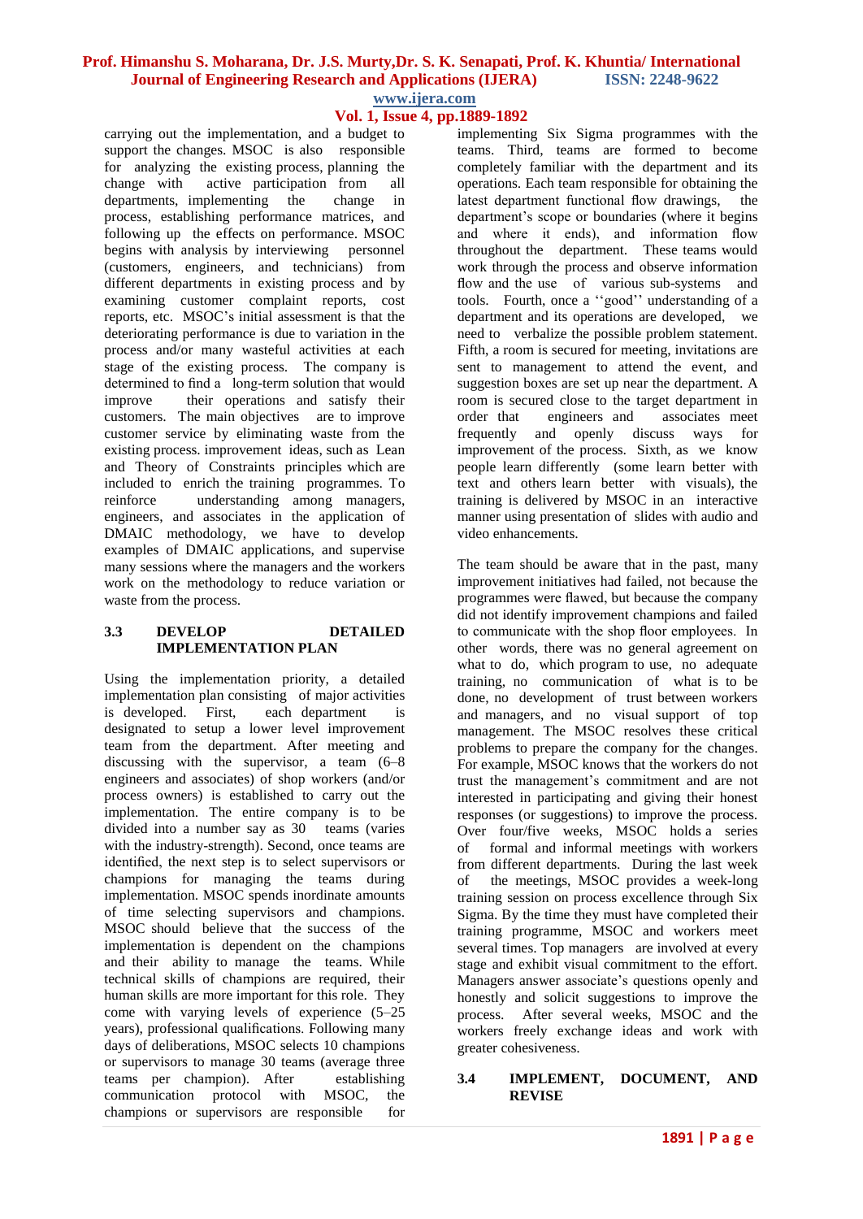carrying out the implementation, and a budget to support the changes. MSOC is also responsible for analyzing the existing process, planning the change with active participation from all departments, implementing the change in process, establishing performance matrices, and following up the effects on performance. MSOC begins with analysis by interviewing personnel (customers, engineers, and technicians) from different departments in existing process and by examining customer complaint reports, cost reports, etc. MSOC's initial assessment is that the deteriorating performance is due to variation in the process and/or many wasteful activities at each stage of the existing process. The company is determined to find a long-term solution that would improve their operations and satisfy their customers. The main objectives are to improve customer service by eliminating waste from the existing process. improvement ideas, such as Lean and Theory of Constraints principles which are included to enrich the training programmes. To reinforce understanding among managers, engineers, and associates in the application of DMAIC methodology, we have to develop examples of DMAIC applications, and supervise many sessions where the managers and the workers work on the methodology to reduce variation or waste from the process.

### 3.3 DEVELOP DETAILED IMPLEMENTATION PLAN

Using the implementation priority, a detailed implementation plan consisting of major activities is developed. First, each department is designated to setup a lower level improvement team from the department. After meeting and discussing with the supervisor, a team (6–8 engineers and associates) of shop workers (and/or process owners) is established to carry out the implementation. The entire company is to be divided into a number say as 30 teams (varies with the industry-strength). Second, once teams are identified, the next step is to select supervisors or champions for managing the teams during implementation. MSOC spends inordinate amounts of time selecting supervisors and champions. MSOC should believe that the success of the implementation is dependent on the champions and their ability to manage the teams. While technical skills of champions are required, their human skills are more important for this role. They come with varying levels of experience (5–25 years), professional qualifications. Following many days of deliberations, MSOC selects 10 champions or supervisors to manage 30 teams (average three teams per champion). After establishing communication protocol with MSOC, the champions or supervisors are responsible for implementing Six Sigma programmes with the teams. Third, teams are formed to become completely familiar with the department and its operations. Each team responsible for obtaining the latest department functional flow drawings, the department's scope or boundaries (where it begins and where it ends), and information flow throughout the department. These teams would work through the process and observe information flow and the use of various sub-systems and tools. Fourth, once a ''good'' understanding of a department and its operations are developed, we need to verbalize the possible problem statement. Fifth, a room is secured for meeting, invitations are sent to management to attend the event, and suggestion boxes are set up near the department. A room is secured close to the target department in order that engineers and associates meet frequently and openly discuss ways for improvement of the process. Sixth, as we know people learn differently (some learn better with text and others learn better with visuals), the training is delivered by MSOC in an interactive manner using presentation of slides with audio and video enhancements.

The team should be aware that in the past, many improvement initiatives had failed, not because the programmes were flawed, but because the company did not identify improvement champions and failed to communicate with the shop floor employees. In other words, there was no general agreement on what to do, which program to use, no adequate training, no communication of what is to be done, no development of trust between workers and managers, and no visual support of top management. The MSOC resolves these critical problems to prepare the company for the changes. For example, MSOC knows that the workers do not trust the management's commitment and are not interested in participating and giving their honest responses (or suggestions) to improve the process. Over four/five weeks, MSOC holds a series of formal and informal meetings with workers from different departments. During the last week of the meetings, MSOC provides a week-long training session on process excellence through Six Sigma. By the time they must have completed their training programme, MSOC and workers meet several times. Top managers are involved at every stage and exhibit visual commitment to the effort. Managers answer associate's questions openly and honestly and solicit suggestions to improve the process. After several weeks, MSOC and the workers freely exchange ideas and work with greater cohesiveness.

### 3.4 IMPLEMENT, DOCUMENT, AND REVISE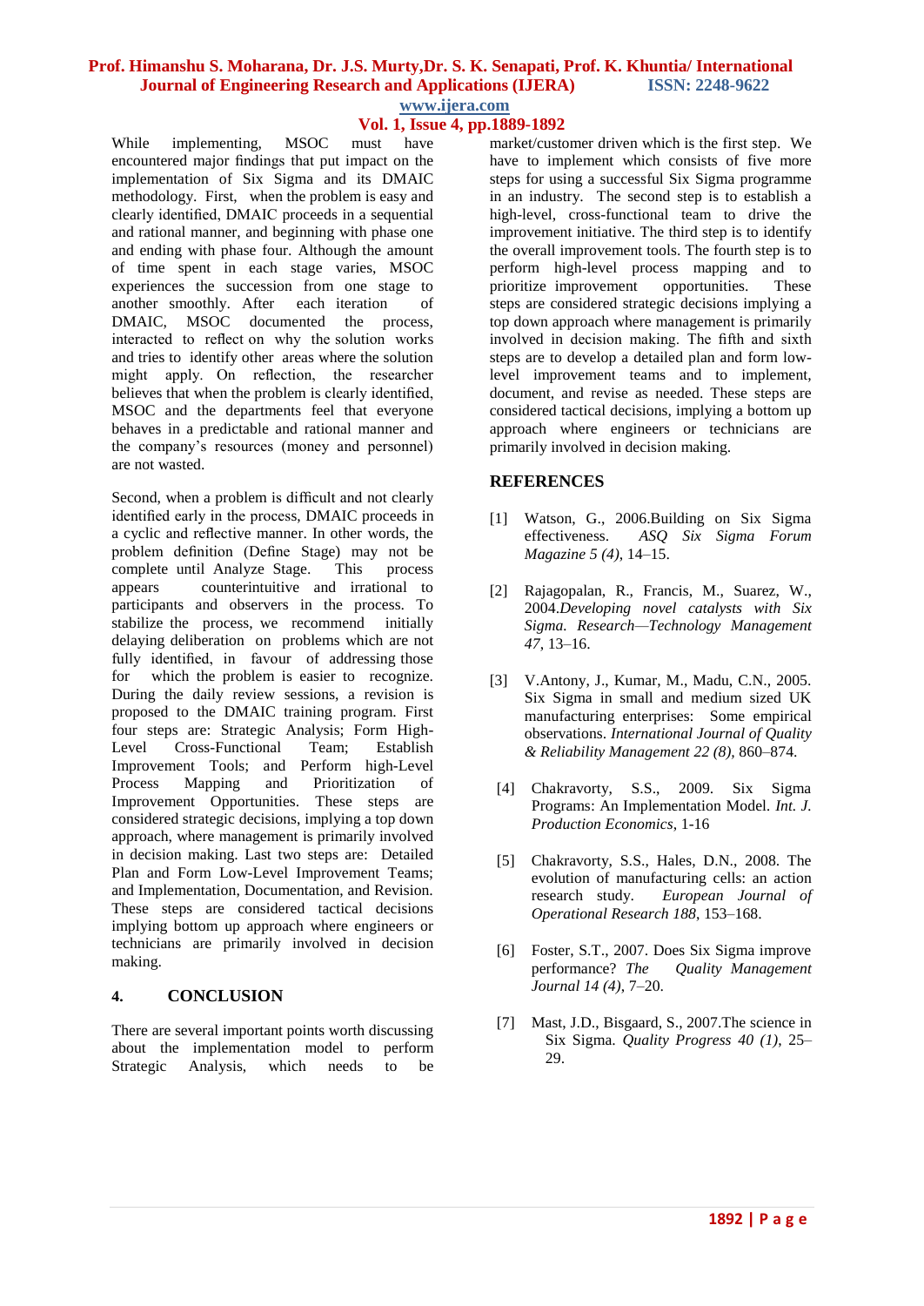While implementing, MSOC must have encountered major findings that put impact on the implementation of Six Sigma and its DMAIC methodology. First, when the problem is easy and clearly identified, DMAIC proceeds in a sequential and rational manner, and beginning with phase one and ending with phase four. Although the amount of time spent in each stage varies, MSOC experiences the succession from one stage to another smoothly. After each iteration of DMAIC, MSOC documented the process, interacted to reflect on why the solution works and tries to identify other areas where the solution might apply. On reflection, the researcher believes that when the problem is clearly identified, MSOC and the departments feel that everyone behaves in a predictable and rational manner and the company's resources (money and personnel) are not wasted.

Second, when a problem is difficult and not clearly identified early in the process, DMAIC proceeds in a cyclic and reflective manner. In other words, the problem definition (Define Stage) may not be complete until Analyze Stage. This process appears counterintuitive and irrational to participants and observers in the process. To stabilize the process, we recommend initially delaying deliberation on problems which are not fully identified, in favour of addressing those for which the problem is easier to recognize. During the daily review sessions, a revision is proposed to the DMAIC training program. First four steps are: Strategic Analysis; Form High-Level Cross-Functional Team; Establish Improvement Tools; and Perform high-Level Process Mapping and Prioritization of Improvement Opportunities. These steps are considered strategic decisions, implying a top down approach, where management is primarily involved in decision making. Last two steps are: Detailed Plan and Form Low-Level Improvement Teams; and Implementation, Documentation, and Revision. These steps are considered tactical decisions implying bottom up approach where engineers or technicians are primarily involved in decision making.

## 4. CONCLUSION

There are several important points worth discussing about the implementation model to perform Strategic Analysis, which needs to be market/customer driven which is the first step. We have to implement which consists of five more steps for using a successful Six Sigma programme in an industry. The second step is to establish a high-level, cross-functional team to drive the improvement initiative. The third step is to identify the overall improvement tools. The fourth step is to perform high-level process mapping and to prioritize improvement opportunities. These steps are considered strategic decisions implying a top down approach where management is primarily involved in decision making. The fifth and sixth steps are to develop a detailed plan and form low-level improvement teams and to implement, document, and revise as needed. These steps are considered tactical decisions, implying a bottom up approach where engineers or technicians are primarily involved in decision making.

## REFERENCES

[1] Watson, G., 2006.Building on Six Sigma effectiveness. *ASQ Six Sigma Forum Magazine 5 (4)*, 14–15.

[2] Rajagopalan, R., Francis, M., Suarez, W., 2004.*Developing novel catalysts with Six Sigma. Research—Technology Management 47*, 13–16.

[3] V.Antony, J., Kumar, M., Madu, C.N., 2005. Six Sigma in small and medium sized UK manufacturing enterprises: Some empirical observations. *International Journal of Quality & Reliability Management 22 (8)*, 860–874.

[4] Chakravorty, S.S., 2009. Six Sigma Programs: An Implementation Model. *Int. J. Production Economics*, 1-16

[5] Chakravorty, S.S., Hales, D.N., 2008. The evolution of manufacturing cells: an action research study. *European Journal of Operational Research 188*, 153–168.

[6] Foster, S.T., 2007. Does Six Sigma improve performance? *The Quality Management Journal 14 (4)*, 7–20.

[7] Mast, J.D., Bisgaard, S., 2007.The science in Six Sigma. *Quality Progress 40 (1)*, 25–29.